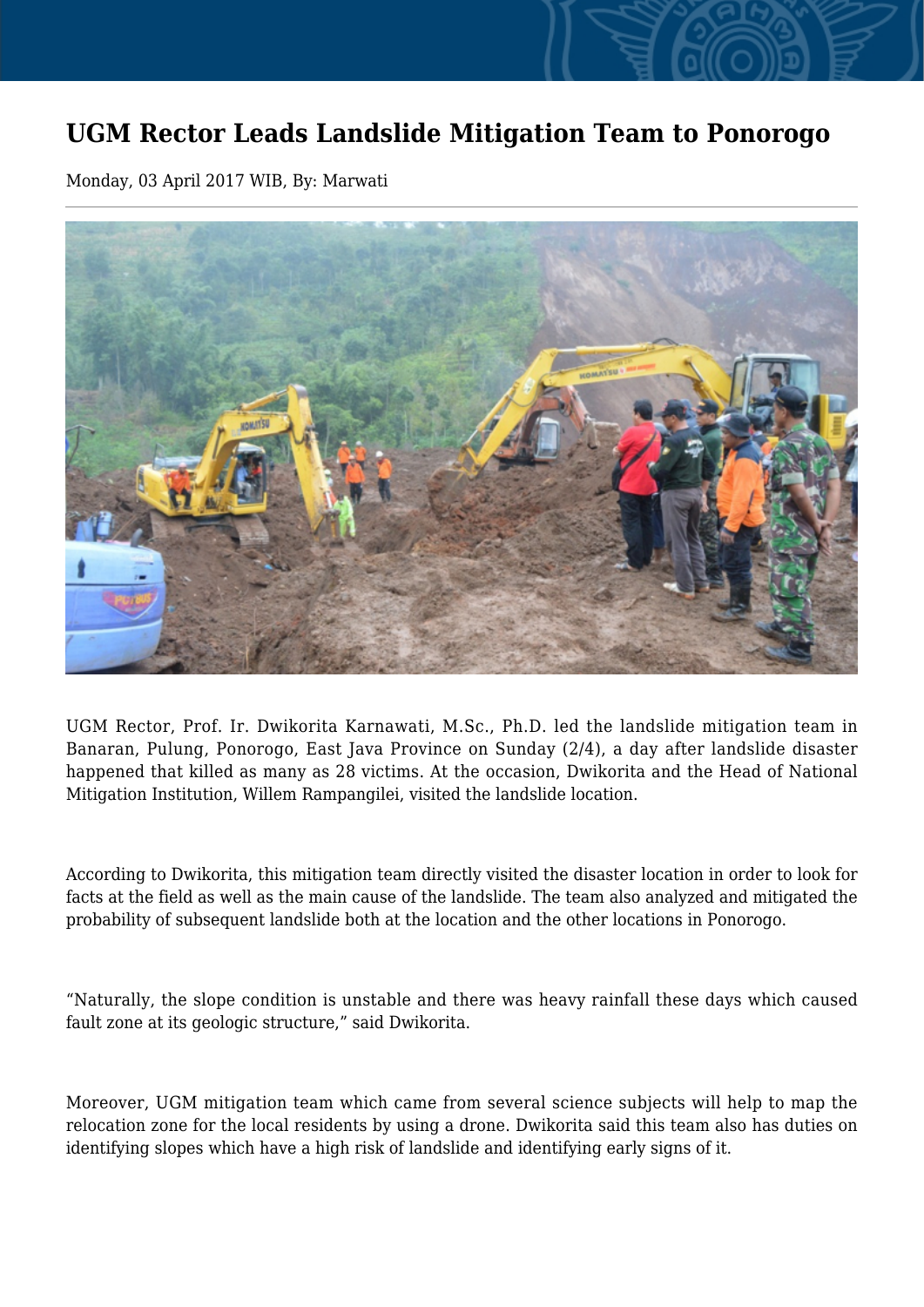# UGM Rector Leads Landslide Mitigation Team to Ponorogo

Monday, 03 April 2017 WIB, By: Marwati

UGM Rector, Prof. Ir. Dwikorita Karnawati, M.Sc., Ph.D. led the landslide mitigation team in Banaran, Pulung, Ponorogo, East Java Province on Sunday (2/4), a day after landslide disaster happened that killed as many as 28 victims. At the occasion, Dwikorita and the Head of National Mitigation Institution, Willem Rampangilei, visited the landslide location.

According to Dwikorita, this mitigation team directly visited the disaster location in order to look for facts at the field as well as the main cause of the landslide. The team also analyzed and mitigated the probability of subsequent landslide both at the location and the other locations in Ponorogo.

"Naturally, the slope condition is unstable and there was heavy rainfall these days which caused fault zone at its geologic structure," said Dwikorita.

Moreover, UGM mitigation team which came from several science subjects will help to map the relocation zone for the local residents by using a drone. Dwikorita said this team also has duties on identifying slopes which have a high risk of landslide and identifying early signs of it.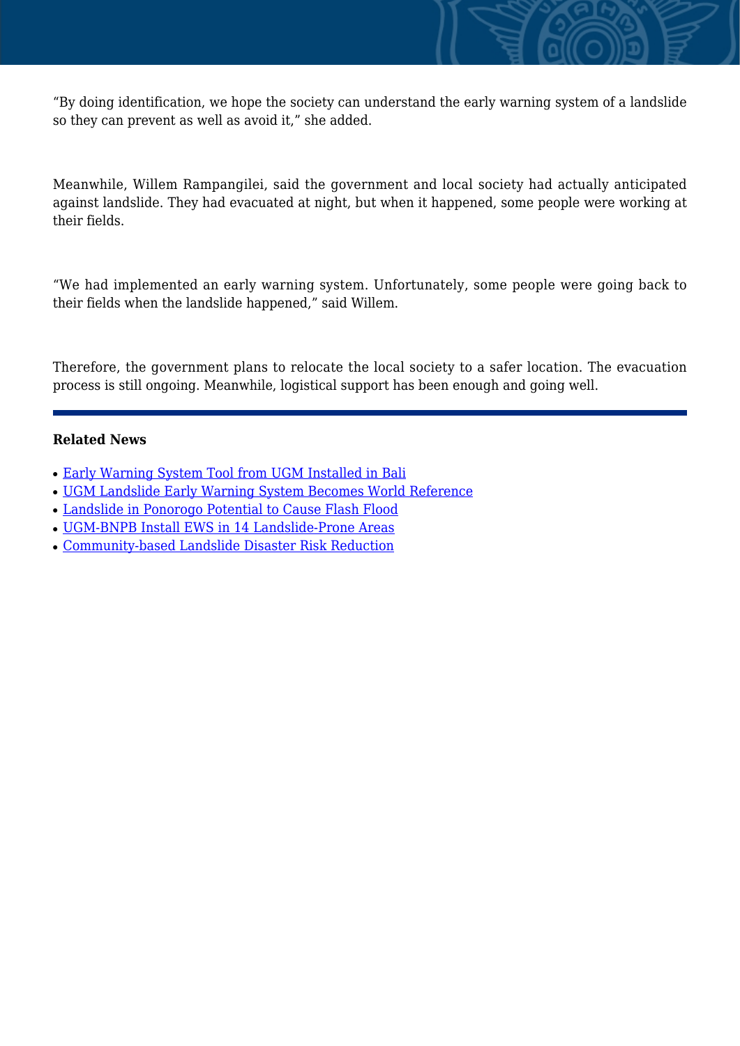"By doing identification, we hope the society can understand the early warning system of a landslide so they can prevent as well as avoid it," she added.

Meanwhile, Willem Rampangilei, said the government and local society had actually anticipated against landslide. They had evacuated at night, but when it happened, some people were working at their fields.

"We had implemented an early warning system. Unfortunately, some people were going back to their fields when the landslide happened," said Willem.

Therefore, the government plans to relocate the local society to a safer location. The evacuation process is still ongoing. Meanwhile, logistical support has been enough and going well.

---

**Related News**

- Early Warning System Tool from UGM Installed in Bali
- UGM Landslide Early Warning System Becomes World Reference
- Landslide in Ponorogo Potential to Cause Flash Flood
- UGM-BNPB Install EWS in 14 Landslide-Prone Areas
- Community-based Landslide Disaster Risk Reduction